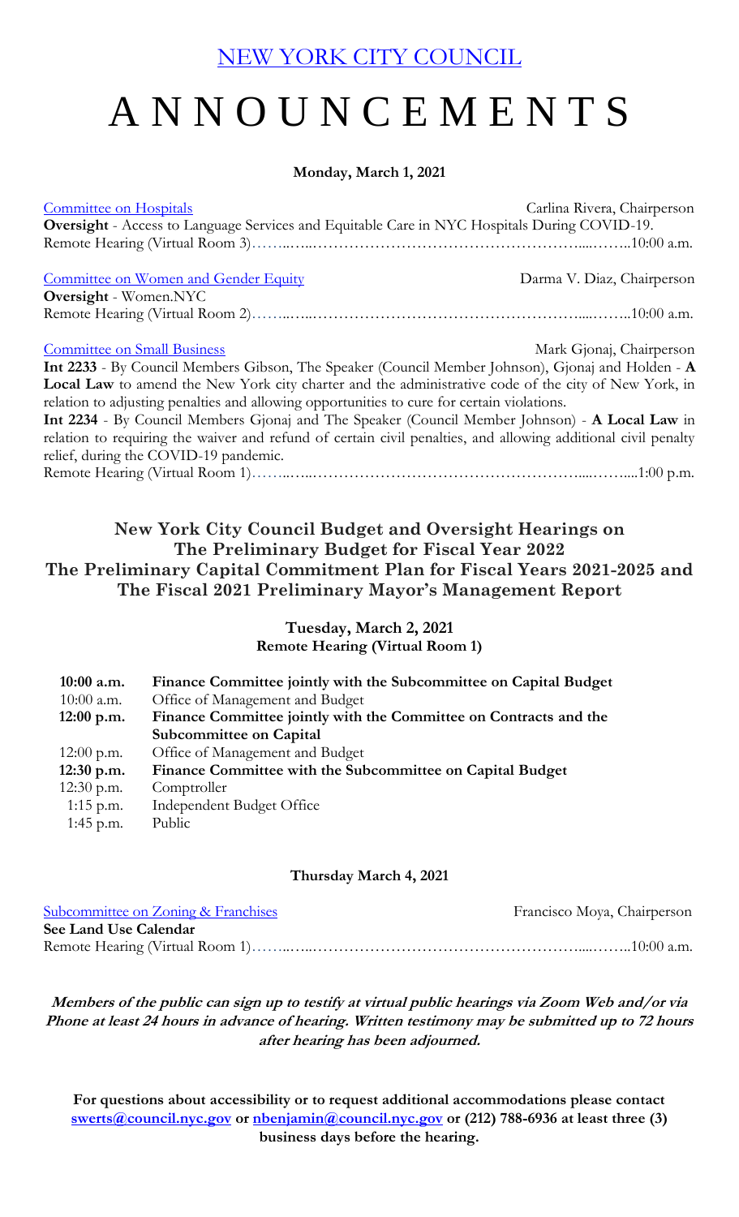NEW YORK CITY COUNCIL

# A N N O U N C E M E N T S

**Monday, March 1, 2021**

Committee on Hospitals — Carlina Rivera, Chairperson

**Oversight** - Access to Language Services and Equitable Care in NYC Hospitals During COVID-19.

Remote Hearing (Virtual Room 3)……..…..……………………………………………....……..10:00 a.m.

Committee on Women and Gender Equity — Darma V. Diaz, Chairperson

**Oversight** - Women.NYC

Remote Hearing (Virtual Room 2)……..…..……………………………………………....……..10:00 a.m.

Committee on Small Business — Mark Gjonaj, Chairperson

**Int 2233** - By Council Members Gibson, The Speaker (Council Member Johnson), Gjonaj and Holden - **A Local Law** to amend the New York city charter and the administrative code of the city of New York, in relation to adjusting penalties and allowing opportunities to cure for certain violations.

**Int 2234** - By Council Members Gjonaj and The Speaker (Council Member Johnson) - **A Local Law** in relation to requiring the waiver and refund of certain civil penalties, and allowing additional civil penalty relief, during the COVID-19 pandemic.

Remote Hearing (Virtual Room 1)……..…..……………………………………………....……....1:00 p.m.

## New York City Council Budget and Oversight Hearings on The Preliminary Budget for Fiscal Year 2022 The Preliminary Capital Commitment Plan for Fiscal Years 2021-2025 and The Fiscal 2021 Preliminary Mayor's Management Report

**Tuesday, March 2, 2021**
**Remote Hearing (Virtual Room 1)**

| | |
|---|---|
| **10:00 a.m.** | **Finance Committee jointly with the Subcommittee on Capital Budget** |
| 10:00 a.m. | Office of Management and Budget |
| **12:00 p.m.** | **Finance Committee jointly with the Committee on Contracts and the Subcommittee on Capital** |
| 12:00 p.m. | Office of Management and Budget |
| **12:30 p.m.** | **Finance Committee with the Subcommittee on Capital Budget** |
| 12:30 p.m. | Comptroller |
| 1:15 p.m. | Independent Budget Office |
| 1:45 p.m. | Public |

**Thursday March 4, 2021**

Subcommittee on Zoning & Franchises — Francisco Moya, Chairperson

**See Land Use Calendar**

Remote Hearing (Virtual Room 1)……..…..……………………………………………....……..10:00 a.m.

***Members of the public can sign up to testify at virtual public hearings via Zoom Web and/or via Phone at least 24 hours in advance of hearing. Written testimony may be submitted up to 72 hours after hearing has been adjourned.***

**For questions about accessibility or to request additional accommodations please contact swerts@council.nyc.gov or nbenjamin@council.nyc.gov or (212) 788-6936 at least three (3) business days before the hearing.**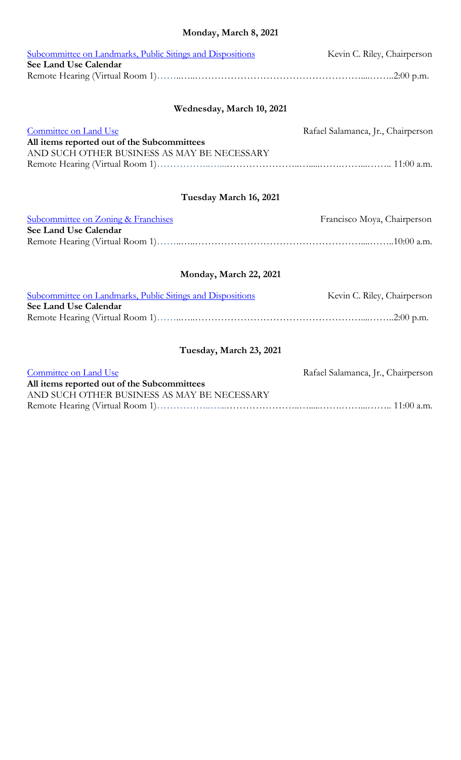**Monday, March 8, 2021**

Subcommittee on Landmarks, Public Sitings and Dispositions — Kevin C. Riley, Chairperson
**See Land Use Calendar**
Remote Hearing (Virtual Room 1)……..…..……………………………………………....……..2:00 p.m.

**Wednesday, March 10, 2021**

Committee on Land Use — Rafael Salamanca, Jr., Chairperson
**All items reported out of the Subcommittees**
AND SUCH OTHER BUSINESS AS MAY BE NECESSARY
Remote Hearing (Virtual Room 1)……………..…...…………………..…......…….……...…….. 11:00 a.m.

**Tuesday March 16, 2021**

Subcommittee on Zoning & Franchises — Francisco Moya, Chairperson
**See Land Use Calendar**
Remote Hearing (Virtual Room 1)……..…..……………………………………………....……..10:00 a.m.

**Monday, March 22, 2021**

Subcommittee on Landmarks, Public Sitings and Dispositions — Kevin C. Riley, Chairperson
**See Land Use Calendar**
Remote Hearing (Virtual Room 1)……..…..……………………………………………....……..2:00 p.m.

**Tuesday, March 23, 2021**

Committee on Land Use — Rafael Salamanca, Jr., Chairperson
**All items reported out of the Subcommittees**
AND SUCH OTHER BUSINESS AS MAY BE NECESSARY
Remote Hearing (Virtual Room 1)……………..…...…………………..…......…….……...…….. 11:00 a.m.